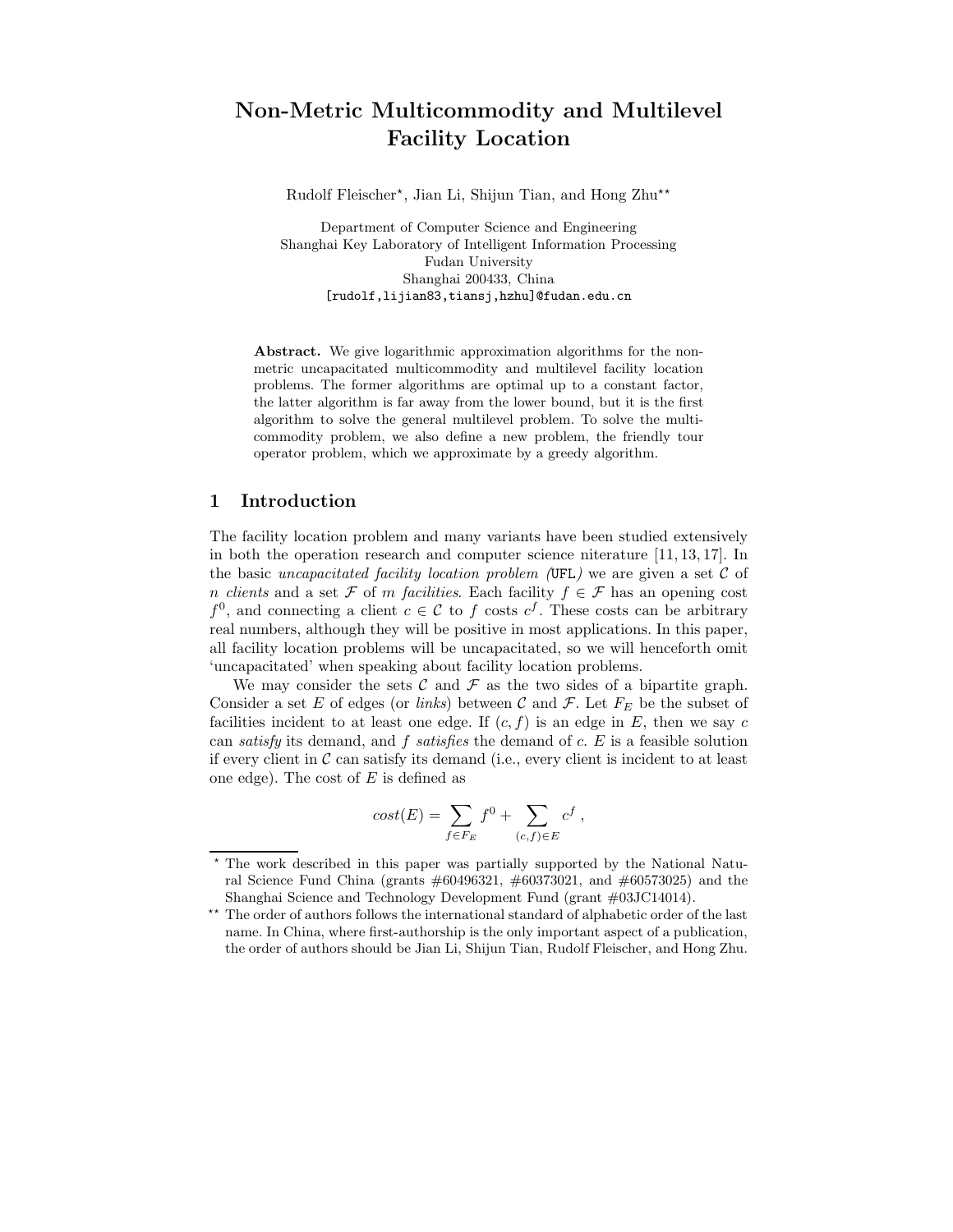# Non-Metric Multicommodity and Multilevel Facility Location

Rudolf Fleischer*, Jian Li, Shijun Tian, and Hong Zhu**

Department of Computer Science and Engineering
Shanghai Key Laboratory of Intelligent Information Processing
Fudan University
Shanghai 200433, China
[rudolf,lijian83,tiansj,hzhu]@fudan.edu.cn

**Abstract.** We give logarithmic approximation algorithms for the non-metric uncapacitated multicommodity and multilevel facility location problems. The former algorithms are optimal up to a constant factor, the latter algorithm is far away from the lower bound, but it is the first algorithm to solve the general multilevel problem. To solve the multicommodity problem, we also define a new problem, the friendly tour operator problem, which we approximate by a greedy algorithm.

## 1 Introduction

The facility location problem and many variants have been studied extensively in both the operation research and computer science niterature [11, 13, 17]. In the basic *uncapacitated facility location problem (*UFL*)* we are given a set $\mathcal{C}$ of $n$ *clients* and a set $\mathcal{F}$ of $m$ *facilities*. Each facility $f \in \mathcal{F}$ has an opening cost $f^0$, and connecting a client $c \in \mathcal{C}$ to $f$ costs $c^f$. These costs can be arbitrary real numbers, although they will be positive in most applications. In this paper, all facility location problems will be uncapacitated, so we will henceforth omit 'uncapacitated' when speaking about facility location problems.

We may consider the sets $\mathcal{C}$ and $\mathcal{F}$ as the two sides of a bipartite graph. Consider a set $E$ of edges (or *links*) between $\mathcal{C}$ and $\mathcal{F}$. Let $F_E$ be the subset of facilities incident to at least one edge. If $(c, f)$ is an edge in $E$, then we say $c$ can *satisfy* its demand, and $f$ *satisfies* the demand of $c$. $E$ is a feasible solution if every client in $\mathcal{C}$ can satisfy its demand (i.e., every client is incident to at least one edge). The cost of $E$ is defined as

$$cost(E) = \sum_{f \in F_E} f^0 + \sum_{(c,f) \in E} c^f ,$$

---

* The work described in this paper was partially supported by the National Natural Science Fund China (grants #60496321, #60373021, and #60573025) and the Shanghai Science and Technology Development Fund (grant #03JC14014).

** The order of authors follows the international standard of alphabetic order of the last name. In China, where first-authorship is the only important aspect of a publication, the order of authors should be Jian Li, Shijun Tian, Rudolf Fleischer, and Hong Zhu.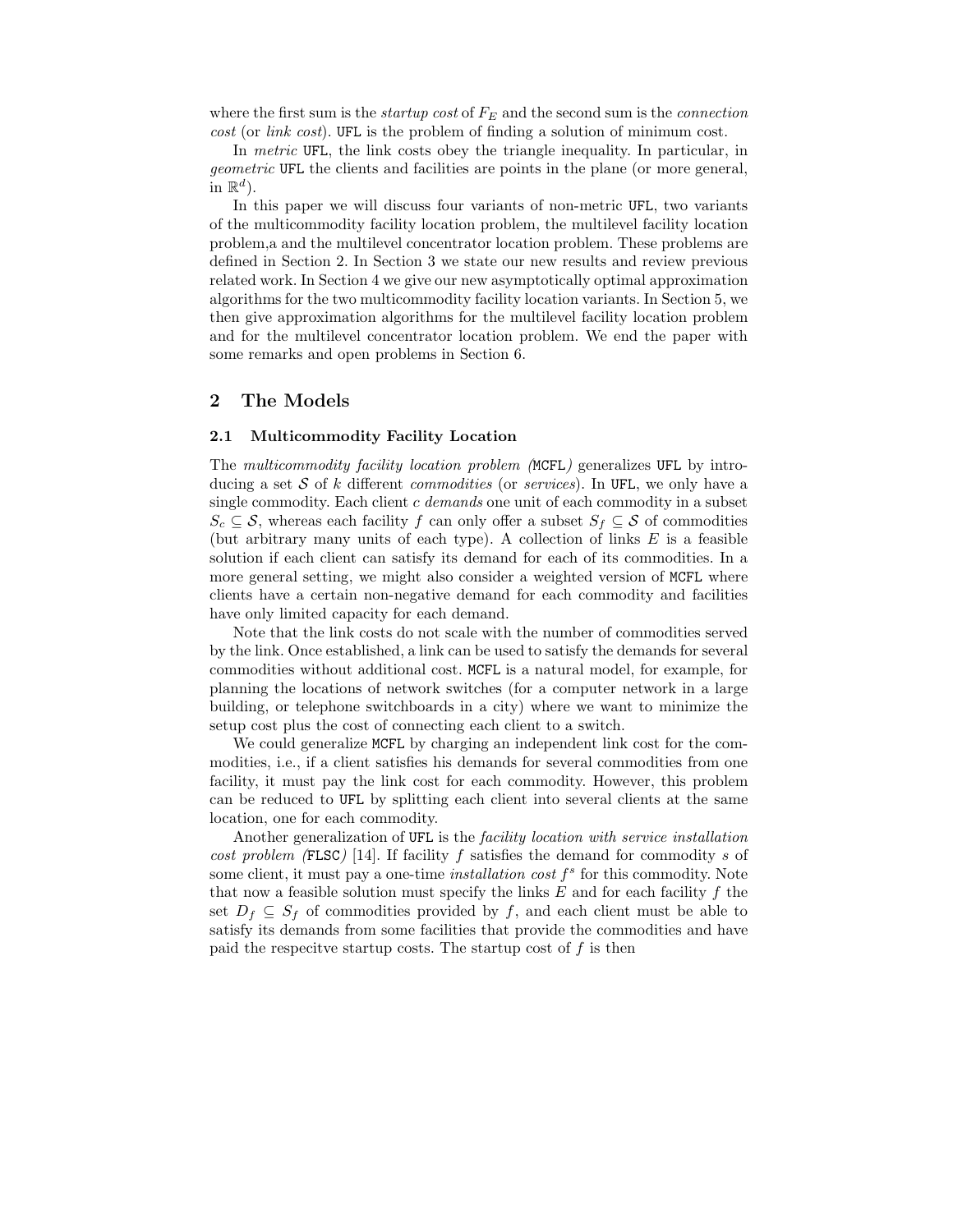where the first sum is the *startup cost* of $F_E$ and the second sum is the *connection cost* (or *link cost*). UFL is the problem of finding a solution of minimum cost.

In *metric* UFL, the link costs obey the triangle inequality. In particular, in *geometric* UFL the clients and facilities are points in the plane (or more general, in $\mathbb{R}^d$).

In this paper we will discuss four variants of non-metric UFL, two variants of the multicommodity facility location problem, the multilevel facility location problem,a and the multilevel concentrator location problem. These problems are defined in Section 2. In Section 3 we state our new results and review previous related work. In Section 4 we give our new asymptotically optimal approximation algorithms for the two multicommodity facility location variants. In Section 5, we then give approximation algorithms for the multilevel facility location problem and for the multilevel concentrator location problem. We end the paper with some remarks and open problems in Section 6.

## 2 The Models

### 2.1 Multicommodity Facility Location

The *multicommodity facility location problem (*MCFL*)* generalizes UFL by introducing a set $\mathcal{S}$ of $k$ different *commodities* (or *services*). In UFL, we only have a single commodity. Each client $c$ *demands* one unit of each commodity in a subset $S_c \subseteq \mathcal{S}$, whereas each facility $f$ can only offer a subset $S_f \subseteq \mathcal{S}$ of commodities (but arbitrary many units of each type). A collection of links $E$ is a feasible solution if each client can satisfy its demand for each of its commodities. In a more general setting, we might also consider a weighted version of MCFL where clients have a certain non-negative demand for each commodity and facilities have only limited capacity for each demand.

Note that the link costs do not scale with the number of commodities served by the link. Once established, a link can be used to satisfy the demands for several commodities without additional cost. MCFL is a natural model, for example, for planning the locations of network switches (for a computer network in a large building, or telephone switchboards in a city) where we want to minimize the setup cost plus the cost of connecting each client to a switch.

We could generalize MCFL by charging an independent link cost for the commodities, i.e., if a client satisfies his demands for several commodities from one facility, it must pay the link cost for each commodity. However, this problem can be reduced to UFL by splitting each client into several clients at the same location, one for each commodity.

Another generalization of UFL is the *facility location with service installation cost problem (*FLSC*)* [14]. If facility $f$ satisfies the demand for commodity $s$ of some client, it must pay a one-time *installation cost* $f^s$ for this commodity. Note that now a feasible solution must specify the links $E$ and for each facility $f$ the set $D_f \subseteq S_f$ of commodities provided by $f$, and each client must be able to satisfy its demands from some facilities that provide the commodities and have paid the respecitve startup costs. The startup cost of $f$ is then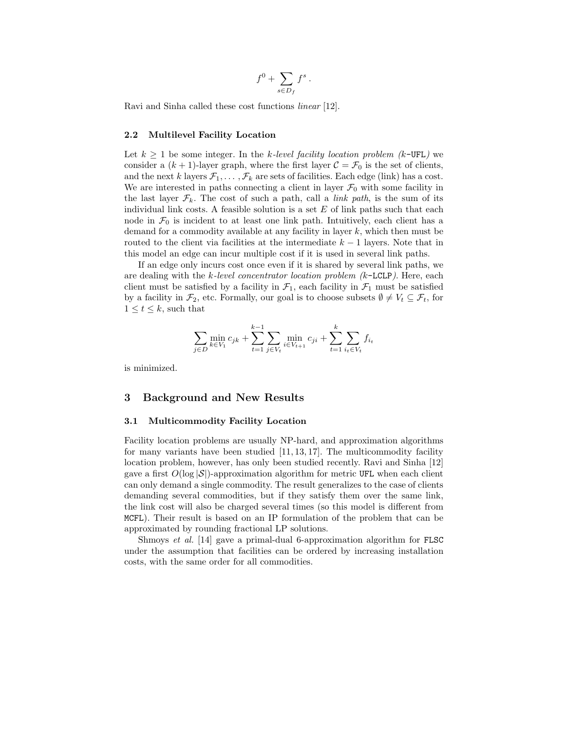$$f^0 + \sum_{s \in D_f} f^s \, .$$

Ravi and Sinha called these cost functions *linear* [12].

### 2.2 Multilevel Facility Location

Let $k \geq 1$ be some integer. In the *k-level facility location problem (k-*`UFL`*)* we consider a $(k+1)$-layer graph, where the first layer $\mathcal{C} = \mathcal{F}_0$ is the set of clients, and the next $k$ layers $\mathcal{F}_1, \dots, \mathcal{F}_k$ are sets of facilities. Each edge (link) has a cost. We are interested in paths connecting a client in layer $\mathcal{F}_0$ with some facility in the last layer $\mathcal{F}_k$. The cost of such a path, call a *link path*, is the sum of its individual link costs. A feasible solution is a set $E$ of link paths such that each node in $\mathcal{F}_0$ is incident to at least one link path. Intuitively, each client has a demand for a commodity available at any facility in layer $k$, which then must be routed to the client via facilities at the intermediate $k-1$ layers. Note that in this model an edge can incur multiple cost if it is used in several link paths.

If an edge only incurs cost once even if it is shared by several link paths, we are dealing with the *k-level concentrator location problem (k-*`LCLP`*)*. Here, each client must be satisfied by a facility in $\mathcal{F}_1$, each facility in $\mathcal{F}_1$ must be satisfied by a facility in $\mathcal{F}_2$, etc. Formally, our goal is to choose subsets $\emptyset \neq V_t \subseteq \mathcal{F}_t$, for $1 \leq t \leq k$, such that

$$\sum_{j \in D} \min_{k \in V_1} c_{jk} + \sum_{t=1}^{k-1} \sum_{j \in V_t} \min_{i \in V_{t+1}} c_{ji} + \sum_{t=1}^{k} \sum_{i_t \in V_t} f_{i_t}$$

is minimized.

## 3 Background and New Results

### 3.1 Multicommodity Facility Location

Facility location problems are usually NP-hard, and approximation algorithms for many variants have been studied [11, 13, 17]. The multicommodity facility location problem, however, has only been studied recently. Ravi and Sinha [12] gave a first $O(\log |\mathcal{S}|)$-approximation algorithm for metric `UFL` when each client can only demand a single commodity. The result generalizes to the case of clients demanding several commodities, but if they satisfy them over the same link, the link cost will also be charged several times (so this model is different from `MCFL`). Their result is based on an IP formulation of the problem that can be approximated by rounding fractional LP solutions.

Shmoys *et al.* [14] gave a primal-dual 6-approximation algorithm for `FLSC` under the assumption that facilities can be ordered by increasing installation costs, with the same order for all commodities.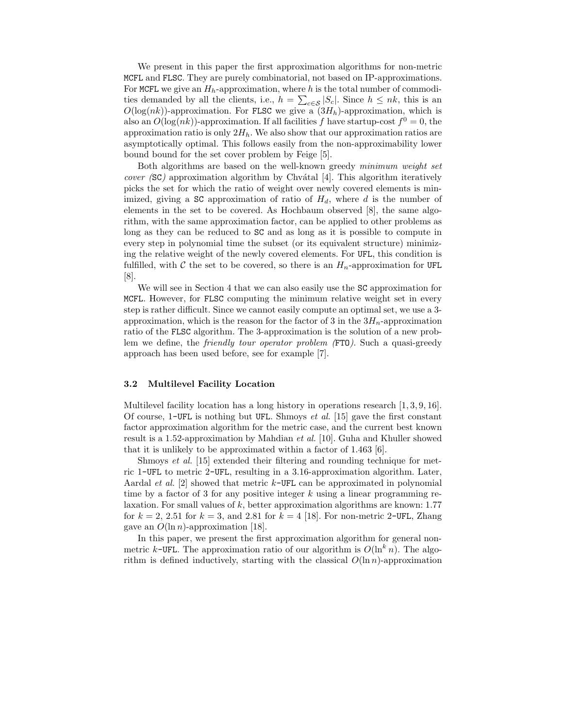We present in this paper the first approximation algorithms for non-metric MCFL and FLSC. They are purely combinatorial, not based on IP-approximations. For MCFL we give an $H_h$-approximation, where $h$ is the total number of commodities demanded by all the clients, i.e., $h = \sum_{c \in \mathcal{S}} |S_c|$. Since $h \leq nk$, this is an $O(\log(nk))$-approximation. For FLSC we give a $(3H_h)$-approximation, which is also an $O(\log(nk))$-approximation. If all facilities $f$ have startup-cost $f^0 = 0$, the approximation ratio is only $2H_h$. We also show that our approximation ratios are asymptotically optimal. This follows easily from the non-approximability lower bound bound for the set cover problem by Feige [5].

Both algorithms are based on the well-known greedy *minimum weight set cover (*SC*)* approximation algorithm by Chvátal [4]. This algorithm iteratively picks the set for which the ratio of weight over newly covered elements is minimized, giving a SC approximation of ratio of $H_d$, where $d$ is the number of elements in the set to be covered. As Hochbaum observed [8], the same algorithm, with the same approximation factor, can be applied to other problems as long as they can be reduced to SC and as long as it is possible to compute in every step in polynomial time the subset (or its equivalent structure) minimizing the relative weight of the newly covered elements. For UFL, this condition is fulfilled, with $\mathcal{C}$ the set to be covered, so there is an $H_n$-approximation for UFL [8].

We will see in Section 4 that we can also easily use the SC approximation for MCFL. However, for FLSC computing the minimum relative weight set in every step is rather difficult. Since we cannot easily compute an optimal set, we use a 3-approximation, which is the reason for the factor of 3 in the $3H_n$-approximation ratio of the FLSC algorithm. The 3-approximation is the solution of a new problem we define, the *friendly tour operator problem (*FTO*)*. Such a quasi-greedy approach has been used before, see for example [7].

### 3.2 Multilevel Facility Location

Multilevel facility location has a long history in operations research [1, 3, 9, 16]. Of course, 1-UFL is nothing but UFL. Shmoys *et al.* [15] gave the first constant factor approximation algorithm for the metric case, and the current best known result is a 1.52-approximation by Mahdian *et al.* [10]. Guha and Khuller showed that it is unlikely to be approximated within a factor of 1.463 [6].

Shmoys *et al.* [15] extended their filtering and rounding technique for metric 1-UFL to metric 2-UFL, resulting in a 3.16-approximation algorithm. Later, Aardal *et al.* [2] showed that metric $k$-UFL can be approximated in polynomial time by a factor of 3 for any positive integer $k$ using a linear programming relaxation. For small values of $k$, better approximation algorithms are known: 1.77 for $k = 2$, 2.51 for $k = 3$, and 2.81 for $k = 4$ [18]. For non-metric 2-UFL, Zhang gave an $O(\ln n)$-approximation [18].

In this paper, we present the first approximation algorithm for general non-metric $k$-UFL. The approximation ratio of our algorithm is $O(\ln^k n)$. The algorithm is defined inductively, starting with the classical $O(\ln n)$-approximation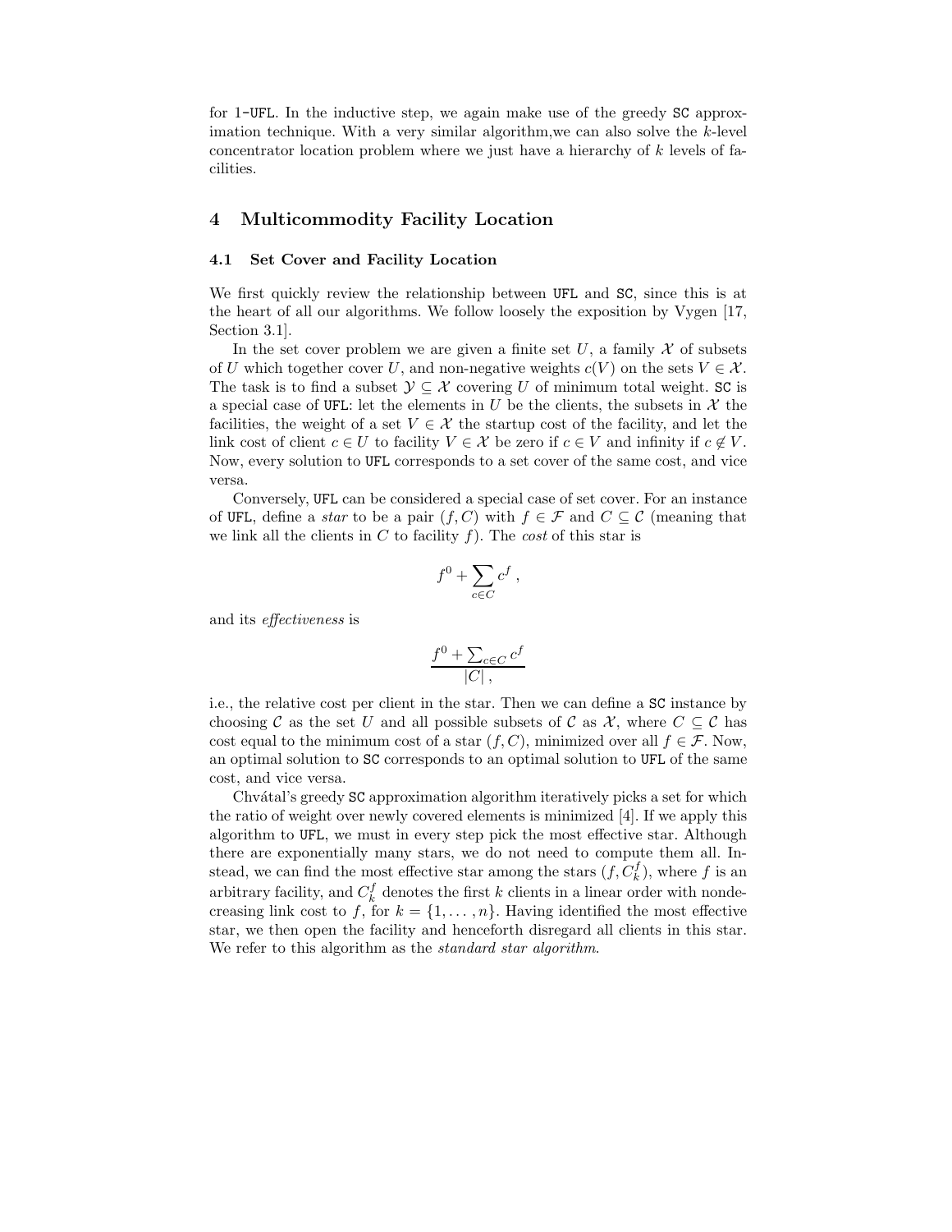for 1-UFL. In the inductive step, we again make use of the greedy SC approximation technique. With a very similar algorithm,we can also solve the $k$-level concentrator location problem where we just have a hierarchy of $k$ levels of facilities.

## 4 Multicommodity Facility Location

### 4.1 Set Cover and Facility Location

We first quickly review the relationship between UFL and SC, since this is at the heart of all our algorithms. We follow loosely the exposition by Vygen [17, Section 3.1].

In the set cover problem we are given a finite set $U$, a family $\mathcal{X}$ of subsets of $U$ which together cover $U$, and non-negative weights $c(V)$ on the sets $V \in \mathcal{X}$. The task is to find a subset $\mathcal{Y} \subseteq \mathcal{X}$ covering $U$ of minimum total weight. SC is a special case of UFL: let the elements in $U$ be the clients, the subsets in $\mathcal{X}$ the facilities, the weight of a set $V \in \mathcal{X}$ the startup cost of the facility, and let the link cost of client $c \in U$ to facility $V \in \mathcal{X}$ be zero if $c \in V$ and infinity if $c \notin V$. Now, every solution to UFL corresponds to a set cover of the same cost, and vice versa.

Conversely, UFL can be considered a special case of set cover. For an instance of UFL, define a *star* to be a pair $(f, C)$ with $f \in \mathcal{F}$ and $C \subseteq \mathcal{C}$ (meaning that we link all the clients in $C$ to facility $f$). The *cost* of this star is

$$f^0 + \sum_{c \in C} c^f ,$$

and its *effectiveness* is

$$\frac{f^0 + \sum_{c \in C} c^f}{|C|} ,$$

i.e., the relative cost per client in the star. Then we can define a SC instance by choosing $\mathcal{C}$ as the set $U$ and all possible subsets of $\mathcal{C}$ as $\mathcal{X}$, where $C \subseteq \mathcal{C}$ has cost equal to the minimum cost of a star $(f, C)$, minimized over all $f \in \mathcal{F}$. Now, an optimal solution to SC corresponds to an optimal solution to UFL of the same cost, and vice versa.

Chvátal's greedy SC approximation algorithm iteratively picks a set for which the ratio of weight over newly covered elements is minimized [4]. If we apply this algorithm to UFL, we must in every step pick the most effective star. Although there are exponentially many stars, we do not need to compute them all. Instead, we can find the most effective star among the stars $(f, C_k^f)$, where $f$ is an arbitrary facility, and $C_k^f$ denotes the first $k$ clients in a linear order with nondecreasing link cost to $f$, for $k = \{1, \ldots, n\}$. Having identified the most effective star, we then open the facility and henceforth disregard all clients in this star. We refer to this algorithm as the *standard star algorithm*.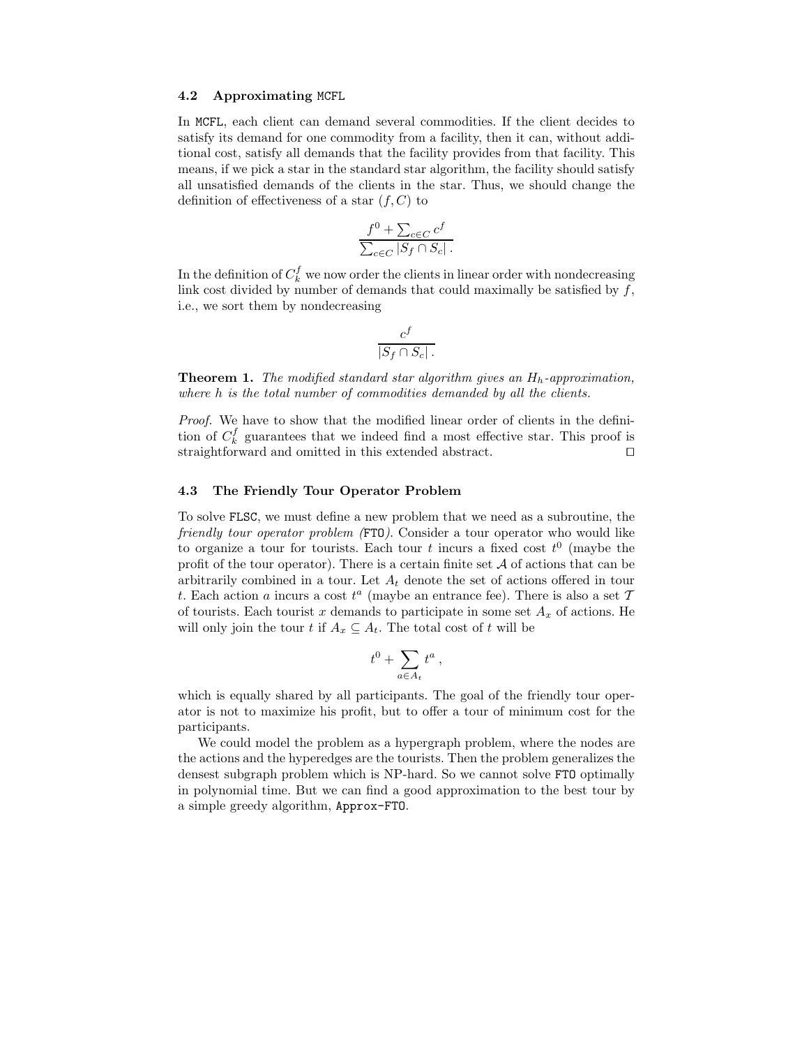### 4.2 Approximating MCFL

In MCFL, each client can demand several commodities. If the client decides to satisfy its demand for one commodity from a facility, then it can, without additional cost, satisfy all demands that the facility provides from that facility. This means, if we pick a star in the standard star algorithm, the facility should satisfy all unsatisfied demands of the clients in the star. Thus, we should change the definition of effectiveness of a star $(f, C)$ to

$$\frac{f^0 + \sum_{c \in C} c^f}{\sum_{c \in C} |S_f \cap S_c|}.$$

In the definition of $C_k^f$ we now order the clients in linear order with nondecreasing link cost divided by number of demands that could maximally be satisfied by $f$, i.e., we sort them by nondecreasing

$$\frac{c^f}{|S_f \cap S_c|}.$$

**Theorem 1.** *The modified standard star algorithm gives an $H_h$-approximation, where $h$ is the total number of commodities demanded by all the clients.*

*Proof.* We have to show that the modified linear order of clients in the definition of $C_k^f$ guarantees that we indeed find a most effective star. This proof is straightforward and omitted in this extended abstract. ◻

### 4.3 The Friendly Tour Operator Problem

To solve FLSC, we must define a new problem that we need as a subroutine, the *friendly tour operator problem (*FTO*)*. Consider a tour operator who would like to organize a tour for tourists. Each tour $t$ incurs a fixed cost $t^0$ (maybe the profit of the tour operator). There is a certain finite set $\mathcal{A}$ of actions that can be arbitrarily combined in a tour. Let $A_t$ denote the set of actions offered in tour $t$. Each action $a$ incurs a cost $t^a$ (maybe an entrance fee). There is also a set $\mathcal{T}$ of tourists. Each tourist $x$ demands to participate in some set $A_x$ of actions. He will only join the tour $t$ if $A_x \subseteq A_t$. The total cost of $t$ will be

$$t^0 + \sum_{a \in A_t} t^a,$$

which is equally shared by all participants. The goal of the friendly tour operator is not to maximize his profit, but to offer a tour of minimum cost for the participants.

We could model the problem as a hypergraph problem, where the nodes are the actions and the hyperedges are the tourists. Then the problem generalizes the densest subgraph problem which is NP-hard. So we cannot solve FTO optimally in polynomial time. But we can find a good approximation to the best tour by a simple greedy algorithm, Approx-FTO.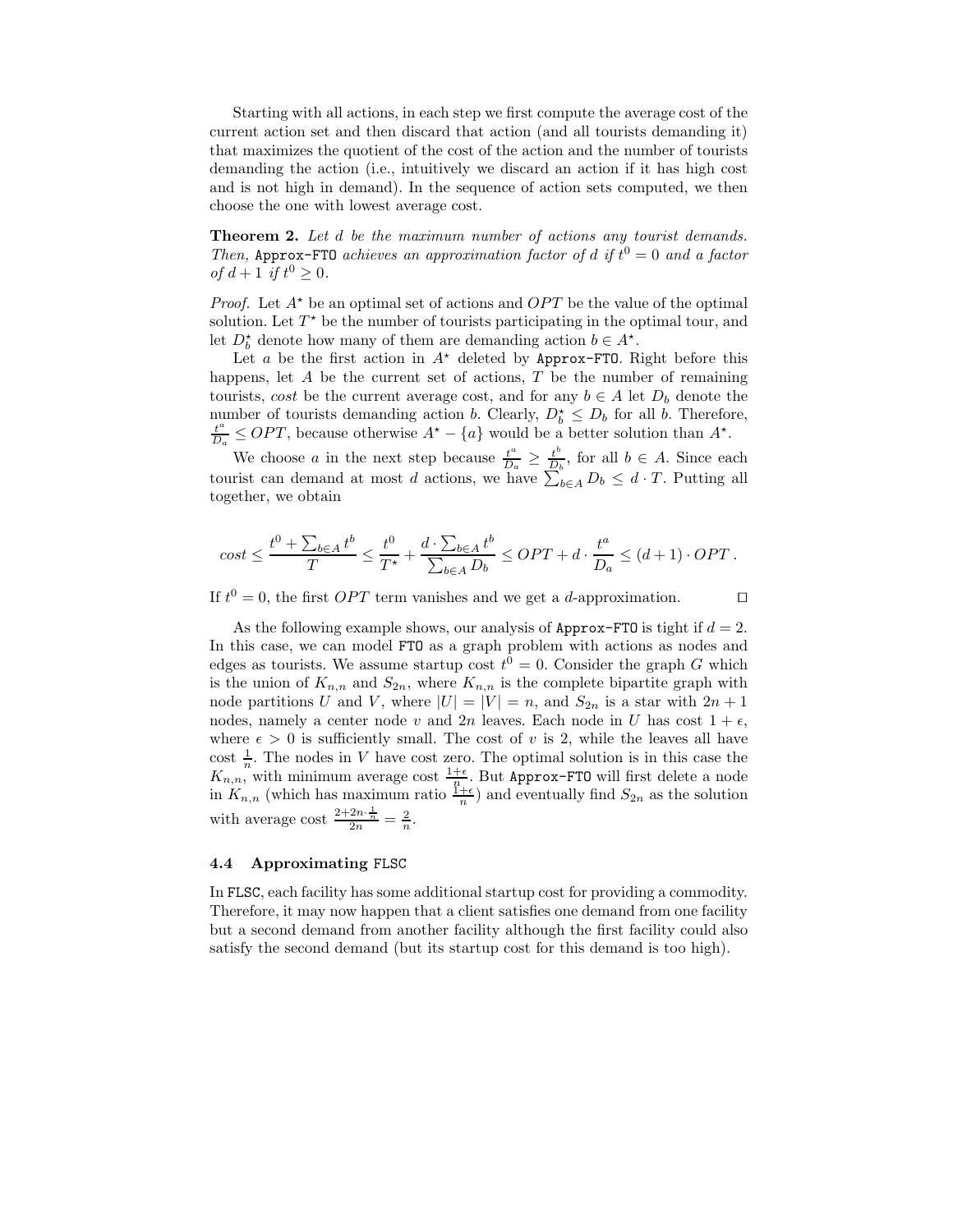Starting with all actions, in each step we first compute the average cost of the current action set and then discard that action (and all tourists demanding it) that maximizes the quotient of the cost of the action and the number of tourists demanding the action (i.e., intuitively we discard an action if it has high cost and is not high in demand). In the sequence of action sets computed, we then choose the one with lowest average cost.

**Theorem 2.** *Let $d$ be the maximum number of actions any tourist demands. Then,* `Approx-FTO` *achieves an approximation factor of $d$ if $t^0 = 0$ and a factor of $d+1$ if $t^0 \geq 0$.*

*Proof.* Let $A^\star$ be an optimal set of actions and $OPT$ be the value of the optimal solution. Let $T^\star$ be the number of tourists participating in the optimal tour, and let $D_b^\star$ denote how many of them are demanding action $b \in A^\star$.

Let $a$ be the first action in $A^\star$ deleted by `Approx-FTO`. Right before this happens, let $A$ be the current set of actions, $T$ be the number of remaining tourists, *cost* be the current average cost, and for any $b \in A$ let $D_b$ denote the number of tourists demanding action $b$. Clearly, $D_b^\star \leq D_b$ for all $b$. Therefore, $\frac{t^a}{D_a} \leq OPT$, because otherwise $A^\star - \{a\}$ would be a better solution than $A^\star$.

We choose $a$ in the next step because $\frac{t^a}{D_a} \geq \frac{t^b}{D_b}$, for all $b \in A$. Since each tourist can demand at most $d$ actions, we have $\sum_{b \in A} D_b \leq d \cdot T$. Putting all together, we obtain

$$cost \leq \frac{t^0 + \sum_{b \in A} t^b}{T} \leq \frac{t^0}{T^\star} + \frac{d \cdot \sum_{b \in A} t^b}{\sum_{b \in A} D_b} \leq OPT + d \cdot \frac{t^a}{D_a} \leq (d+1) \cdot OPT\,.$$

If $t^0 = 0$, the first $OPT$ term vanishes and we get a $d$-approximation. $\square$

As the following example shows, our analysis of `Approx-FTO` is tight if $d = 2$. In this case, we can model `FTO` as a graph problem with actions as nodes and edges as tourists. We assume startup cost $t^0 = 0$. Consider the graph $G$ which is the union of $K_{n,n}$ and $S_{2n}$, where $K_{n,n}$ is the complete bipartite graph with node partitions $U$ and $V$, where $|U| = |V| = n$, and $S_{2n}$ is a star with $2n+1$ nodes, namely a center node $v$ and $2n$ leaves. Each node in $U$ has cost $1 + \epsilon$, where $\epsilon > 0$ is sufficiently small. The cost of $v$ is 2, while the leaves all have cost $\frac{1}{n}$. The nodes in $V$ have cost zero. The optimal solution is in this case the $K_{n,n}$, with minimum average cost $\frac{1+\epsilon}{n}$. But `Approx-FTO` will first delete a node in $K_{n,n}$ (which has maximum ratio $\frac{1+\epsilon}{n}$) and eventually find $S_{2n}$ as the solution with average cost $\frac{2+2n \cdot \frac{1}{n}}{2n} = \frac{2}{n}$.

### 4.4 Approximating FLSC

In `FLSC`, each facility has some additional startup cost for providing a commodity. Therefore, it may now happen that a client satisfies one demand from one facility but a second demand from another facility although the first facility could also satisfy the second demand (but its startup cost for this demand is too high).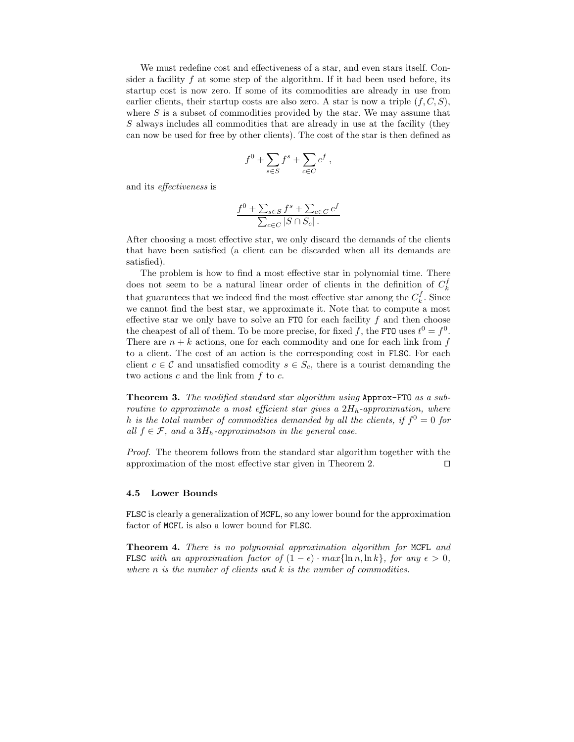We must redefine cost and effectiveness of a star, and even stars itself. Consider a facility $f$ at some step of the algorithm. If it had been used before, its startup cost is now zero. If some of its commodities are already in use from earlier clients, their startup costs are also zero. A star is now a triple $(f, C, S)$, where $S$ is a subset of commodities provided by the star. We may assume that $S$ always includes all commodities that are already in use at the facility (they can now be used for free by other clients). The cost of the star is then defined as

$$f^0 + \sum_{s \in S} f^s + \sum_{c \in C} c^f ,$$

and its *effectiveness* is

$$\frac{f^0 + \sum_{s \in S} f^s + \sum_{c \in C} c^f}{\sum_{c \in C} |S \cap S_c|} .$$

After choosing a most effective star, we only discard the demands of the clients that have been satisfied (a client can be discarded when all its demands are satisfied).

The problem is how to find a most effective star in polynomial time. There does not seem to be a natural linear order of clients in the definition of $C_k^f$ that guarantees that we indeed find the most effective star among the $C_k^f$. Since we cannot find the best star, we approximate it. Note that to compute a most effective star we only have to solve an `FTO` for each facility $f$ and then choose the cheapest of all of them. To be more precise, for fixed $f$, the `FTO` uses $t^0 = f^0$. There are $n + k$ actions, one for each commodity and one for each link from $f$ to a client. The cost of an action is the corresponding cost in `FLSC`. For each client $c \in \mathcal{C}$ and unsatisfied comodity $s \in S_c$, there is a tourist demanding the two actions $c$ and the link from $f$ to $c$.

**Theorem 3.** *The modified standard star algorithm using* `Approx-FTO` *as a subroutine to approximate a most efficient star gives a $2H_h$-approximation, where $h$ is the total number of commodities demanded by all the clients, if $f^0 = 0$ for all $f \in \mathcal{F}$, and a $3H_h$-approximation in the general case.*

*Proof.* The theorem follows from the standard star algorithm together with the approximation of the most effective star given in Theorem 2. □

### 4.5 Lower Bounds

`FLSC` is clearly a generalization of `MCFL`, so any lower bound for the approximation factor of `MCFL` is also a lower bound for `FLSC`.

**Theorem 4.** *There is no polynomial approximation algorithm for* `MCFL` *and* `FLSC` *with an approximation factor of $(1 - \epsilon) \cdot max\{\ln n, \ln k\}$, for any $\epsilon > 0$, where $n$ is the number of clients and $k$ is the number of commodities.*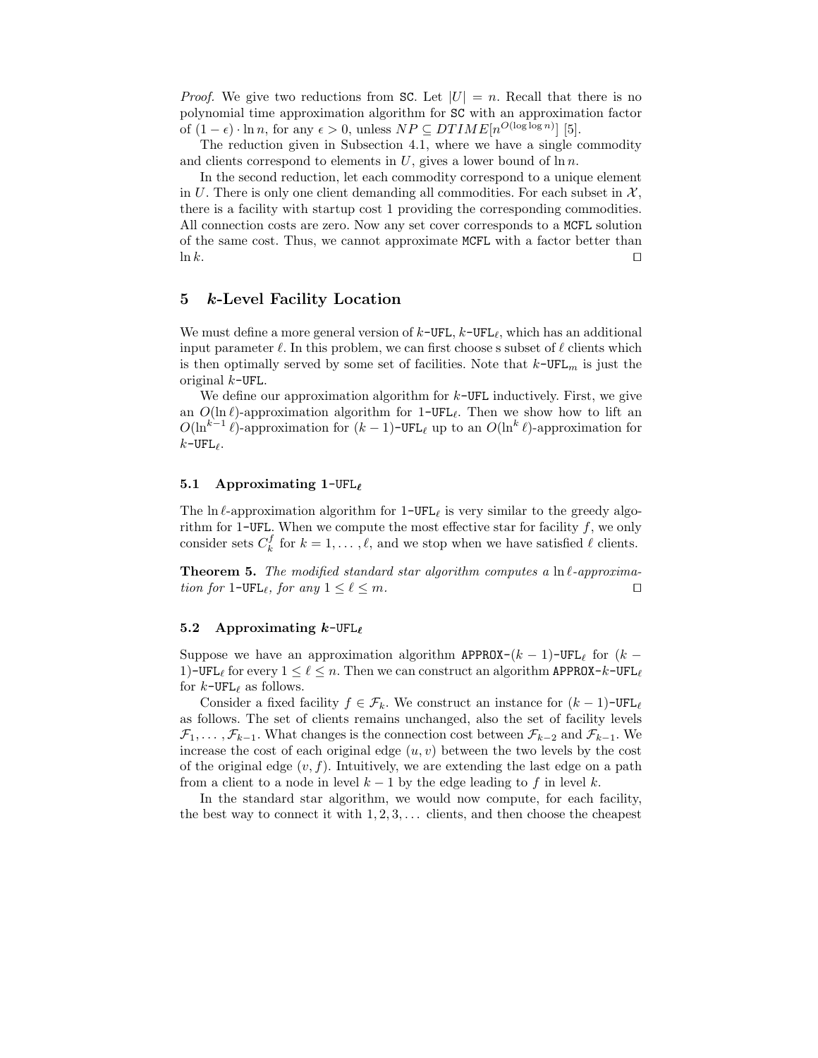*Proof.* We give two reductions from SC. Let $|U| = n$. Recall that there is no polynomial time approximation algorithm for SC with an approximation factor of $(1 - \epsilon) \cdot \ln n$, for any $\epsilon > 0$, unless $NP \subseteq DTIME[n^{O(\log \log n)}]$ [5].

The reduction given in Subsection 4.1, where we have a single commodity and clients correspond to elements in $U$, gives a lower bound of $\ln n$.

In the second reduction, let each commodity correspond to a unique element in $U$. There is only one client demanding all commodities. For each subset in $\mathcal{X}$, there is a facility with startup cost 1 providing the corresponding commodities. All connection costs are zero. Now any set cover corresponds to a MCFL solution of the same cost. Thus, we cannot approximate MCFL with a factor better than $\ln k$. □

## 5 $k$-Level Facility Location

We must define a more general version of $k$-UFL, $k$-UFL$_\ell$, which has an additional input parameter $\ell$. In this problem, we can first choose s subset of $\ell$ clients which is then optimally served by some set of facilities. Note that $k$-UFL$_m$ is just the original $k$-UFL.

We define our approximation algorithm for $k$-UFL inductively. First, we give an $O(\ln \ell)$-approximation algorithm for 1-UFL$_\ell$. Then we show how to lift an $O(\ln^{k-1} \ell)$-approximation for $(k-1)$-UFL$_\ell$ up to an $O(\ln^k \ell)$-approximation for $k$-UFL$_\ell$.

### 5.1 Approximating 1-UFL$_\ell$

The $\ln \ell$-approximation algorithm for 1-UFL$_\ell$ is very similar to the greedy algorithm for 1-UFL. When we compute the most effective star for facility $f$, we only consider sets $C_k^f$ for $k = 1, \ldots, \ell$, and we stop when we have satisfied $\ell$ clients.

**Theorem 5.** *The modified standard star algorithm computes a $\ln \ell$-approximation for 1-UFL$_\ell$, for any $1 \leq \ell \leq m$.* □

### 5.2 Approximating $k$-UFL$_\ell$

Suppose we have an approximation algorithm APPROX-$(k-1)$-UFL$_\ell$ for $(k-1)$-UFL$_\ell$ for every $1 \leq \ell \leq n$. Then we can construct an algorithm APPROX-$k$-UFL$_\ell$ for $k$-UFL$_\ell$ as follows.

Consider a fixed facility $f \in \mathcal{F}_k$. We construct an instance for $(k-1)$-UFL$_\ell$ as follows. The set of clients remains unchanged, also the set of facility levels $\mathcal{F}_1, \ldots, \mathcal{F}_{k-1}$. What changes is the connection cost between $\mathcal{F}_{k-2}$ and $\mathcal{F}_{k-1}$. We increase the cost of each original edge $(u, v)$ between the two levels by the cost of the original edge $(v, f)$. Intuitively, we are extending the last edge on a path from a client to a node in level $k-1$ by the edge leading to $f$ in level $k$.

In the standard star algorithm, we would now compute, for each facility, the best way to connect it with $1, 2, 3, \ldots$ clients, and then choose the cheapest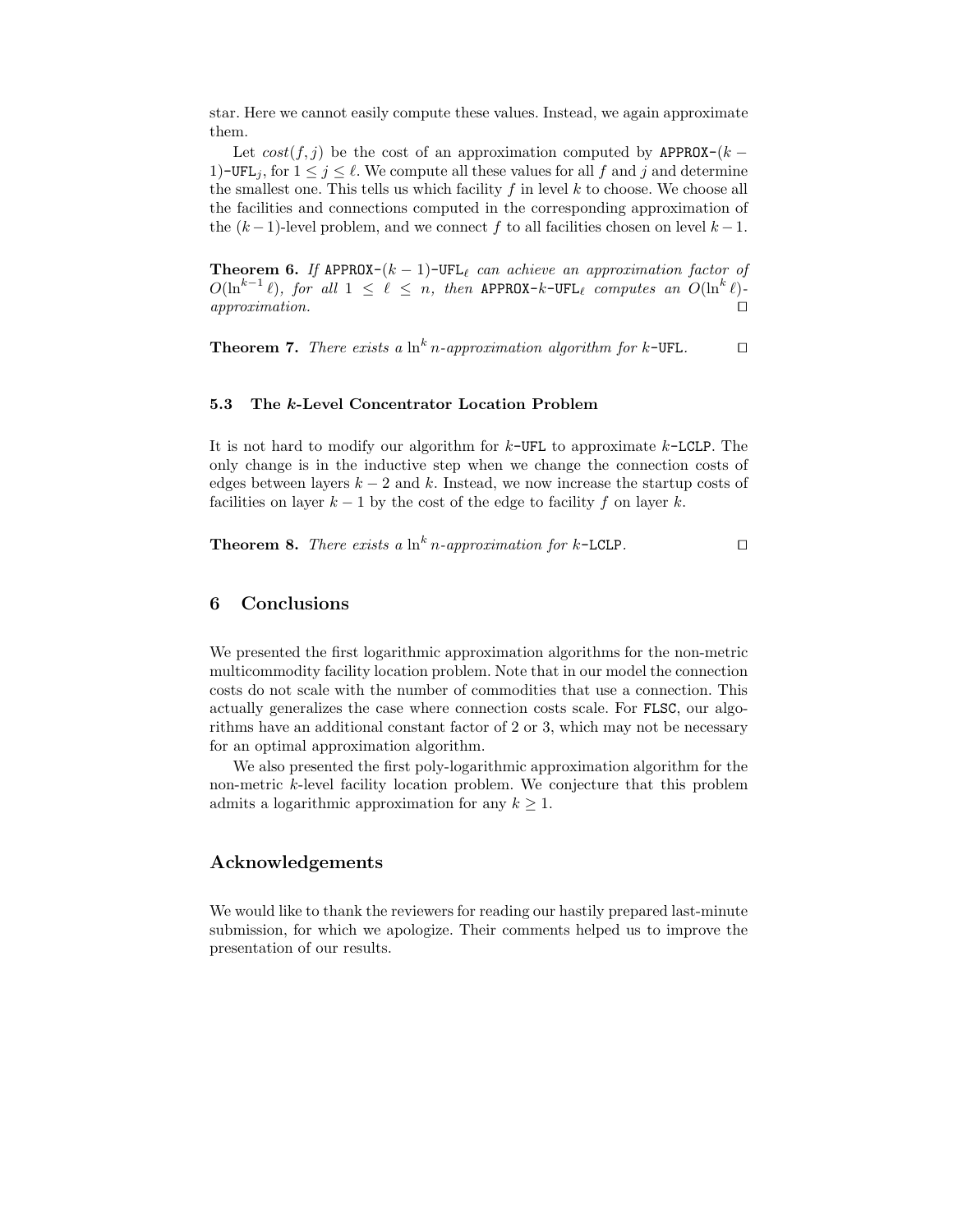star. Here we cannot easily compute these values. Instead, we again approximate them.

Let $cost(f, j)$ be the cost of an approximation computed by APPROX-$(k-1)$-UFL$_j$, for $1 \leq j \leq \ell$. We compute all these values for all $f$ and $j$ and determine the smallest one. This tells us which facility $f$ in level $k$ to choose. We choose all the facilities and connections computed in the corresponding approximation of the $(k-1)$-level problem, and we connect $f$ to all facilities chosen on level $k-1$.

**Theorem 6.** *If* APPROX-$(k-1)$-UFL$_\ell$ *can achieve an approximation factor of* $O(\ln^{k-1} \ell)$*, for all* $1 \leq \ell \leq n$*, then* APPROX-$k$-UFL$_\ell$ *computes an* $O(\ln^k \ell)$*-approximation.* ☐

**Theorem 7.** *There exists a* $\ln^k n$*-approximation algorithm for* $k$-UFL*.* ☐

### 5.3 The $k$-Level Concentrator Location Problem

It is not hard to modify our algorithm for $k$-UFL to approximate $k$-LCLP. The only change is in the inductive step when we change the connection costs of edges between layers $k-2$ and $k$. Instead, we now increase the startup costs of facilities on layer $k-1$ by the cost of the edge to facility $f$ on layer $k$.

**Theorem 8.** *There exists a* $\ln^k n$*-approximation for* $k$-LCLP*.* ☐

## 6 Conclusions

We presented the first logarithmic approximation algorithms for the non-metric multicommodity facility location problem. Note that in our model the connection costs do not scale with the number of commodities that use a connection. This actually generalizes the case where connection costs scale. For FLSC, our algorithms have an additional constant factor of 2 or 3, which may not be necessary for an optimal approximation algorithm.

We also presented the first poly-logarithmic approximation algorithm for the non-metric $k$-level facility location problem. We conjecture that this problem admits a logarithmic approximation for any $k \geq 1$.

## Acknowledgements

We would like to thank the reviewers for reading our hastily prepared last-minute submission, for which we apologize. Their comments helped us to improve the presentation of our results.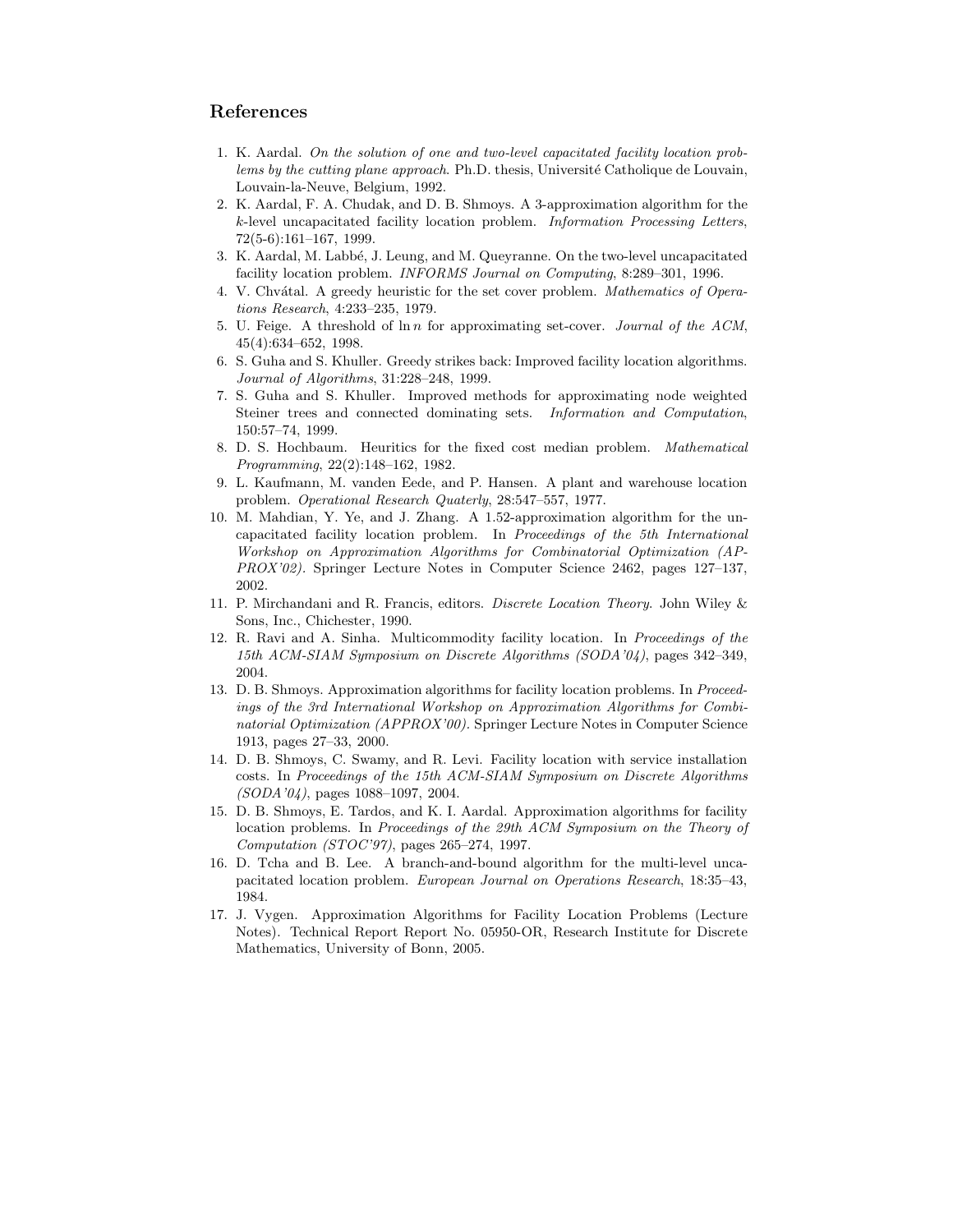## References

1. K. Aardal. *On the solution of one and two-level capacitated facility location problems by the cutting plane approach*. Ph.D. thesis, Université Catholique de Louvain, Louvain-la-Neuve, Belgium, 1992.
2. K. Aardal, F. A. Chudak, and D. B. Shmoys. A 3-approximation algorithm for the $k$-level uncapacitated facility location problem. *Information Processing Letters*, 72(5-6):161–167, 1999.
3. K. Aardal, M. Labbé, J. Leung, and M. Queyranne. On the two-level uncapacitated facility location problem. *INFORMS Journal on Computing*, 8:289–301, 1996.
4. V. Chvátal. A greedy heuristic for the set cover problem. *Mathematics of Operations Research*, 4:233–235, 1979.
5. U. Feige. A threshold of $\ln n$ for approximating set-cover. *Journal of the ACM*, 45(4):634–652, 1998.
6. S. Guha and S. Khuller. Greedy strikes back: Improved facility location algorithms. *Journal of Algorithms*, 31:228–248, 1999.
7. S. Guha and S. Khuller. Improved methods for approximating node weighted Steiner trees and connected dominating sets. *Information and Computation*, 150:57–74, 1999.
8. D. S. Hochbaum. Heuritics for the fixed cost median problem. *Mathematical Programming*, 22(2):148–162, 1982.
9. L. Kaufmann, M. vanden Eede, and P. Hansen. A plant and warehouse location problem. *Operational Research Quaterly*, 28:547–557, 1977.
10. M. Mahdian, Y. Ye, and J. Zhang. A 1.52-approximation algorithm for the uncapacitated facility location problem. In *Proceedings of the 5th International Workshop on Approximation Algorithms for Combinatorial Optimization (APPROX'02)*. Springer Lecture Notes in Computer Science 2462, pages 127–137, 2002.
11. P. Mirchandani and R. Francis, editors. *Discrete Location Theory*. John Wiley & Sons, Inc., Chichester, 1990.
12. R. Ravi and A. Sinha. Multicommodity facility location. In *Proceedings of the 15th ACM-SIAM Symposium on Discrete Algorithms (SODA'04)*, pages 342–349, 2004.
13. D. B. Shmoys. Approximation algorithms for facility location problems. In *Proceedings of the 3rd International Workshop on Approximation Algorithms for Combinatorial Optimization (APPROX'00)*. Springer Lecture Notes in Computer Science 1913, pages 27–33, 2000.
14. D. B. Shmoys, C. Swamy, and R. Levi. Facility location with service installation costs. In *Proceedings of the 15th ACM-SIAM Symposium on Discrete Algorithms (SODA'04)*, pages 1088–1097, 2004.
15. D. B. Shmoys, E. Tardos, and K. I. Aardal. Approximation algorithms for facility location problems. In *Proceedings of the 29th ACM Symposium on the Theory of Computation (STOC'97)*, pages 265–274, 1997.
16. D. Tcha and B. Lee. A branch-and-bound algorithm for the multi-level uncapacitated location problem. *European Journal on Operations Research*, 18:35–43, 1984.
17. J. Vygen. Approximation Algorithms for Facility Location Problems (Lecture Notes). Technical Report Report No. 05950-OR, Research Institute for Discrete Mathematics, University of Bonn, 2005.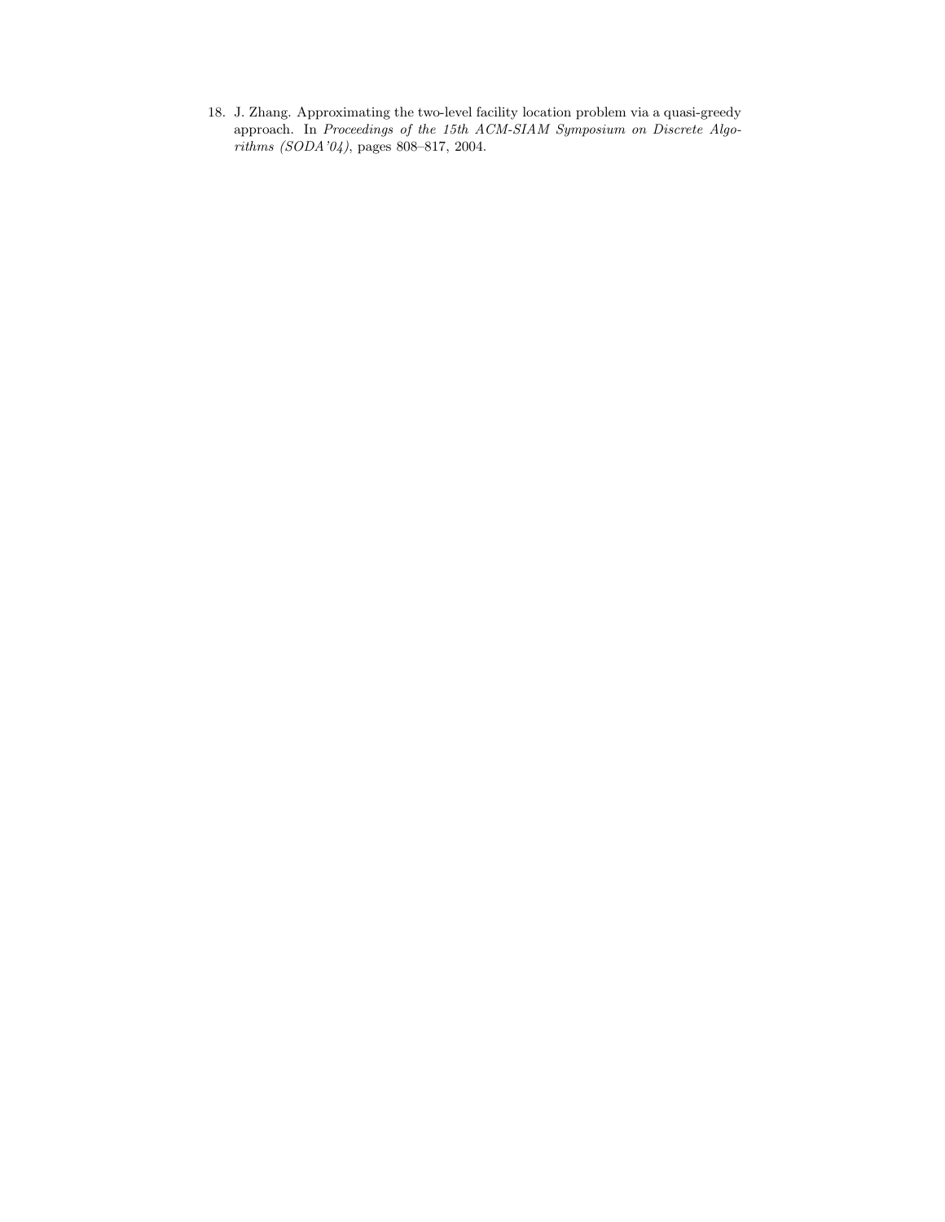18. J. Zhang. Approximating the two-level facility location problem via a quasi-greedy approach. In *Proceedings of the 15th ACM-SIAM Symposium on Discrete Algorithms (SODA'04)*, pages 808–817, 2004.